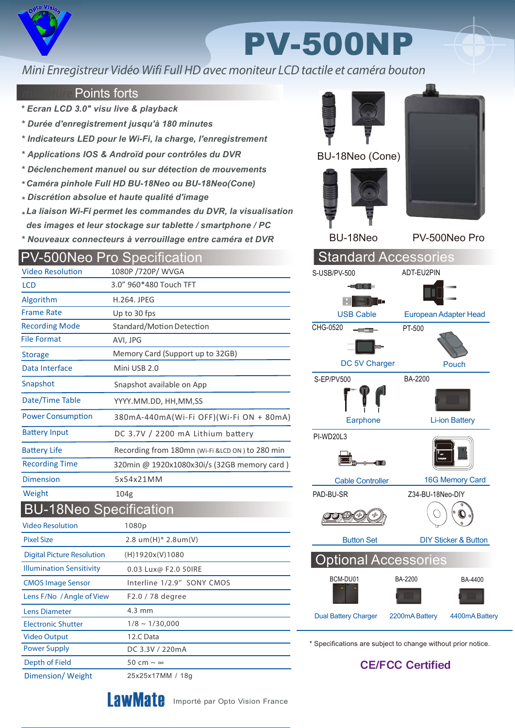# PV-500NP

*Mini Enregistreur Vidéo Wifi Full HD avec moniteur LCD tactile et caméra bouton*

## Points forts

- *Ecran LCD 3.0" visu live & playback*
- *Durée d'enregistrement jusqu'à 180 minutes*
- *Indicateurs LED pour le Wi-Fi, la charge, l'enregistrement*
- *Applications IOS & Androïd pour contrôles du DVR*
- *Déclenchement manuel ou sur détection de mouvements*
- *Caméra pinhole Full HD BU-18Neo ou BU-18Neo(Cone)*
- *Discrétion absolue et haute qualité d'image*
- *La liaison Wi-Fi permet les commandes du DVR, la visualisation des images et leur stockage sur tablette / smartphone / PC*
- *Nouveaux connecteurs à verrouillage entre caméra et DVR*

BU-18Neo (Cone) | BU-18Neo | PV-500Neo Pro

## PV-500Neo Pro Specification

| | |
|---|---|
| Video Resolution | 1080P /720P/ WVGA |
| LCD | 3.0" 960*480 Touch TFT |
| Algorithm | H.264. JPEG |
| Frame Rate | Up to 30 fps |
| Recording Mode | Standard/Motion Detection |
| File Format | AVI, JPG |
| Storage | Memory Card (Support up to 32GB) |
| Data Interface | Mini USB 2.0 |
| Snapshot | Snapshot available on App |
| Date/Time Table | YYYY.MM.DD, HH,MM,SS |
| Power Consumption | 380mA-440mA(Wi-Fi OFF)(Wi-Fi ON + 80mA) |
| Battery Input | DC 3.7V / 2200 mA Lithium battery |
| Battery Life | Recording from 180mn (Wi-Fi &LCD ON ) to 280 min |
| Recording Time | 320min @ 1920x1080x30i/s (32GB memory card ) |
| Dimension | 5x54x21MM |
| Weight | 104g |

## BU-18Neo Specification

| | |
|---|---|
| Video Resolution | 1080p |
| Pixel Size | 2.8 um(H)* 2.8um(V) |
| Digital Picture Resolution | (H)1920x(V)1080 |
| Illumination Sensitivity | 0.03 Lux@ F2.0 50IRE |
| CMOS Image Sensor | Interline 1/2.9" SONY CMOS |
| Lens F/No / Angle of View | F2.0 / 78 degree |
| Lens Diameter | 4.3 mm |
| Electronic Shutter | 1/8 ~ 1/30,000 |
| Video Output | 12.C Data |
| Power Supply | DC 3.3V / 220mA |
| Depth of Field | 50 cm ~ ∞ |
| Dimension/ Weight | 25x25x17MM / 18g |

## Standard Accessories

| Reference | Description |
|---|---|
| S-USB/PV-500 | USB Cable |
| ADT-EU2PIN | European Adapter Head |
| CHG-0520 | DC 5V Charger |
| PT-500 | Pouch |
| S-EP/PV500 | Earphone |
| BA-2200 | Li-ion Battery |
| PI-WD20L3 | Cable Controller |
| | 16G Memory Card |
| PAD-BU-SR | Button Set |
| Z34-BU-18Neo-DIY | DIY Sticker & Button |

## Optional Accessories

| Reference | Description |
|---|---|
| BCM-DU01 | Dual Battery Charger |
| BA-2200 | 2200mA Battery |
| BA-4400 | 4400mA Battery |

* Specifications are subject to change without prior notice.

**CE/FCC Certified**

**LawMate** Importé par Opto Vision France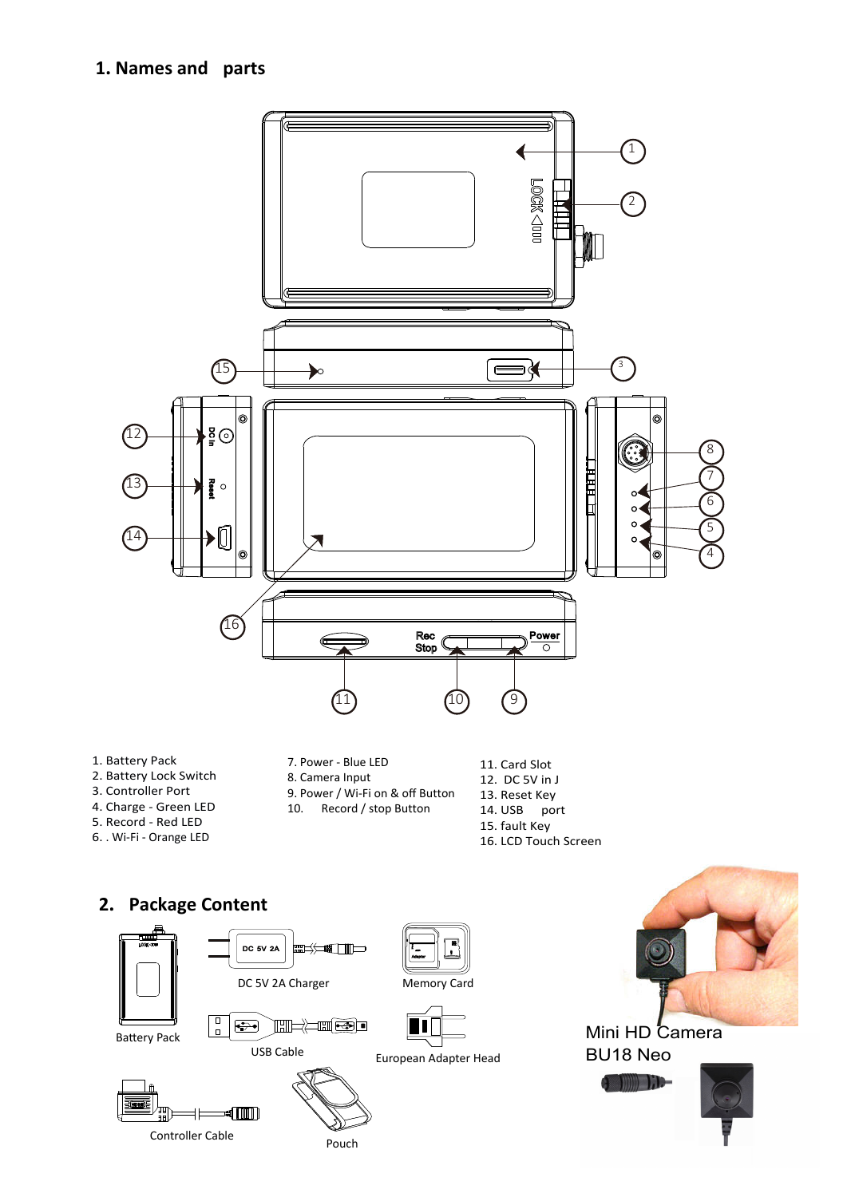## 1. Names and parts

1. Battery Pack
2. Battery Lock Switch
3. Controller Port
4. Charge - Green LED
5. Record - Red LED
6. . Wi-Fi - Orange LED
7. Power - Blue LED
8. Camera Input
9. Power / Wi-Fi on & off Button
10. Record / stop Button
11. Card Slot
12. DC 5V in J
13. Reset Key
14. USB port
15. fault Key
16. LCD Touch Screen

## 2. Package Content

Battery Pack

DC 5V 2A Charger

Memory Card

USB Cable

European Adapter Head

Controller Cable

Pouch

Mini HD Camera BU18 Neo